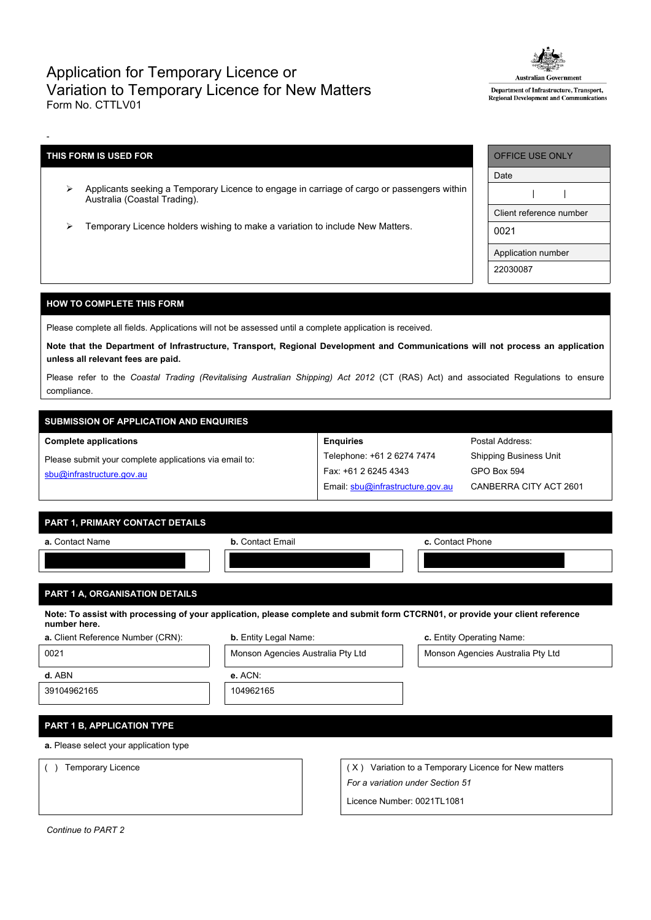# Application for Temporary Licence or Variation to Temporary Licence for New Matters

Form No. CTTLV01

Australian Government
Department of Infrastructure, Transport, Regional Development and Communications

-

| THIS FORM IS USED FOR |
| --- |
| ➢ Applicants seeking a Temporary Licence to engage in carriage of cargo or passengers within Australia (Coastal Trading). |
| ➢ Temporary Licence holders wishing to make a variation to include New Matters. |

| OFFICE USE ONLY |
| --- |
| Date |
| \| \| |
| Client reference number |
| 0021 |
| Application number |
| 22030087 |

## HOW TO COMPLETE THIS FORM

Please complete all fields. Applications will not be assessed until a complete application is received.

**Note that the Department of Infrastructure, Transport, Regional Development and Communications will not process an application unless all relevant fees are paid.**

Please refer to the *Coastal Trading (Revitalising Australian Shipping) Act 2012* (CT (RAS) Act) and associated Regulations to ensure compliance.

## SUBMISSION OF APPLICATION AND ENQUIRIES

| Complete applications | Enquiries | Postal Address: |
| --- | --- | --- |
| Please submit your complete applications via email to: | Telephone: +61 2 6274 7474 | Shipping Business Unit |
| sbu@infrastructure.gov.au | Fax: +61 2 6245 4343 | GPO Box 594 |
| | Email: sbu@infrastructure.gov.au | CANBERRA CITY ACT 2601 |

## PART 1, PRIMARY CONTACT DETAILS

| a. Contact Name | b. Contact Email | c. Contact Phone |
| --- | --- | --- |
| | | |

## PART 1 A, ORGANISATION DETAILS

**Note: To assist with processing of your application, please complete and submit form CTCRN01, or provide your client reference number here.**

| a. Client Reference Number (CRN): | b. Entity Legal Name: | c. Entity Operating Name: |
| --- | --- | --- |
| 0021 | Monson Agencies Australia Pty Ltd | Monson Agencies Australia Pty Ltd |
| **d.** ABN | **e.** ACN: | |
| 39104962165 | 104962165 | |

## PART 1 B, APPLICATION TYPE

a. Please select your application type

| ( ) Temporary Licence | ( X ) Variation to a Temporary Licence for New matters |
| --- | --- |
| | *For a variation under Section 51* |
| | Licence Number: 0021TL1081 |

*Continue to PART 2*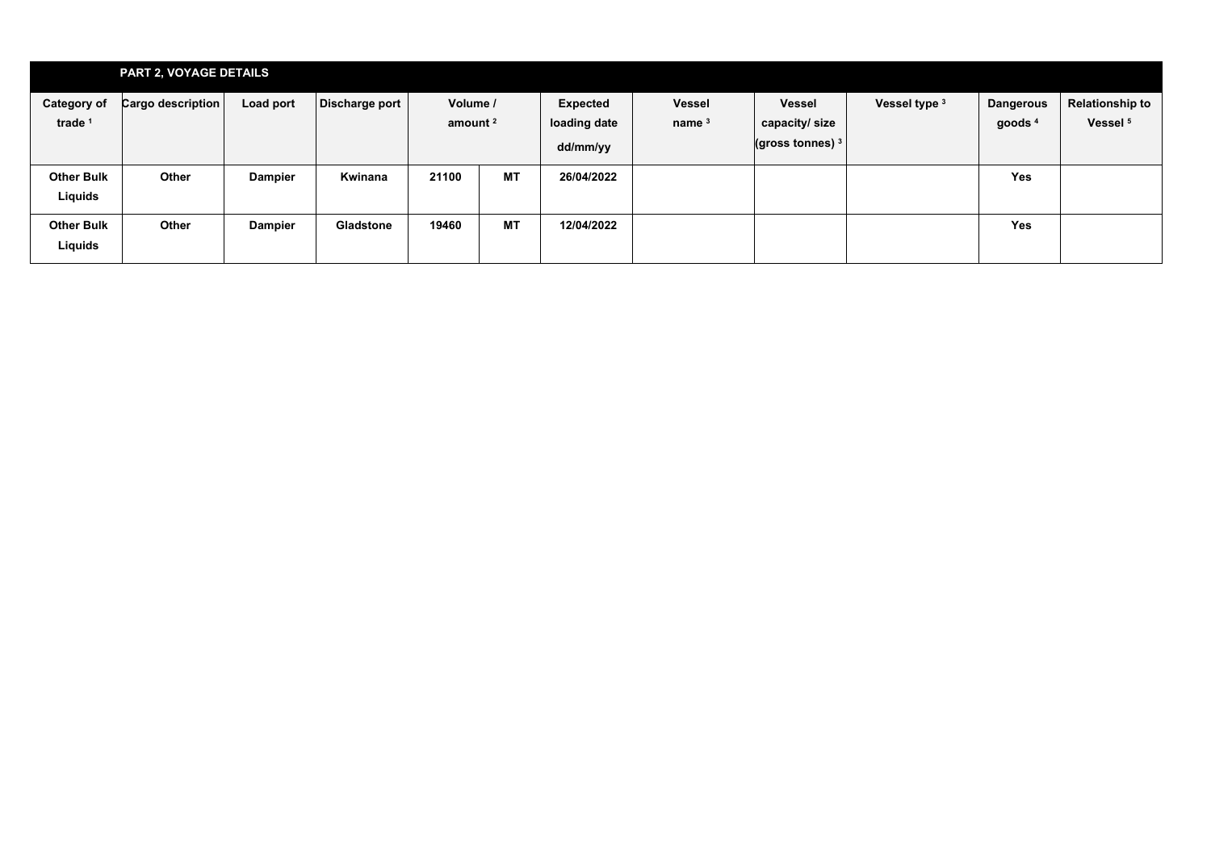## PART 2, VOYAGE DETAILS

| Category of trade [1] | Cargo description | Load port | Discharge port | Volume / amount [2] | | Expected loading date dd/mm/yy | Vessel name [3] | Vessel capacity/ size (gross tonnes) [3] | Vessel type [3] | Dangerous goods [4] | Relationship to Vessel [5] |
|---|---|---|---|---|---|---|---|---|---|---|---|
| Other Bulk Liquids | Other | Dampier | Kwinana | 21100 | MT | 26/04/2022 | | | | Yes | |
| Other Bulk Liquids | Other | Dampier | Gladstone | 19460 | MT | 12/04/2022 | | | | Yes | |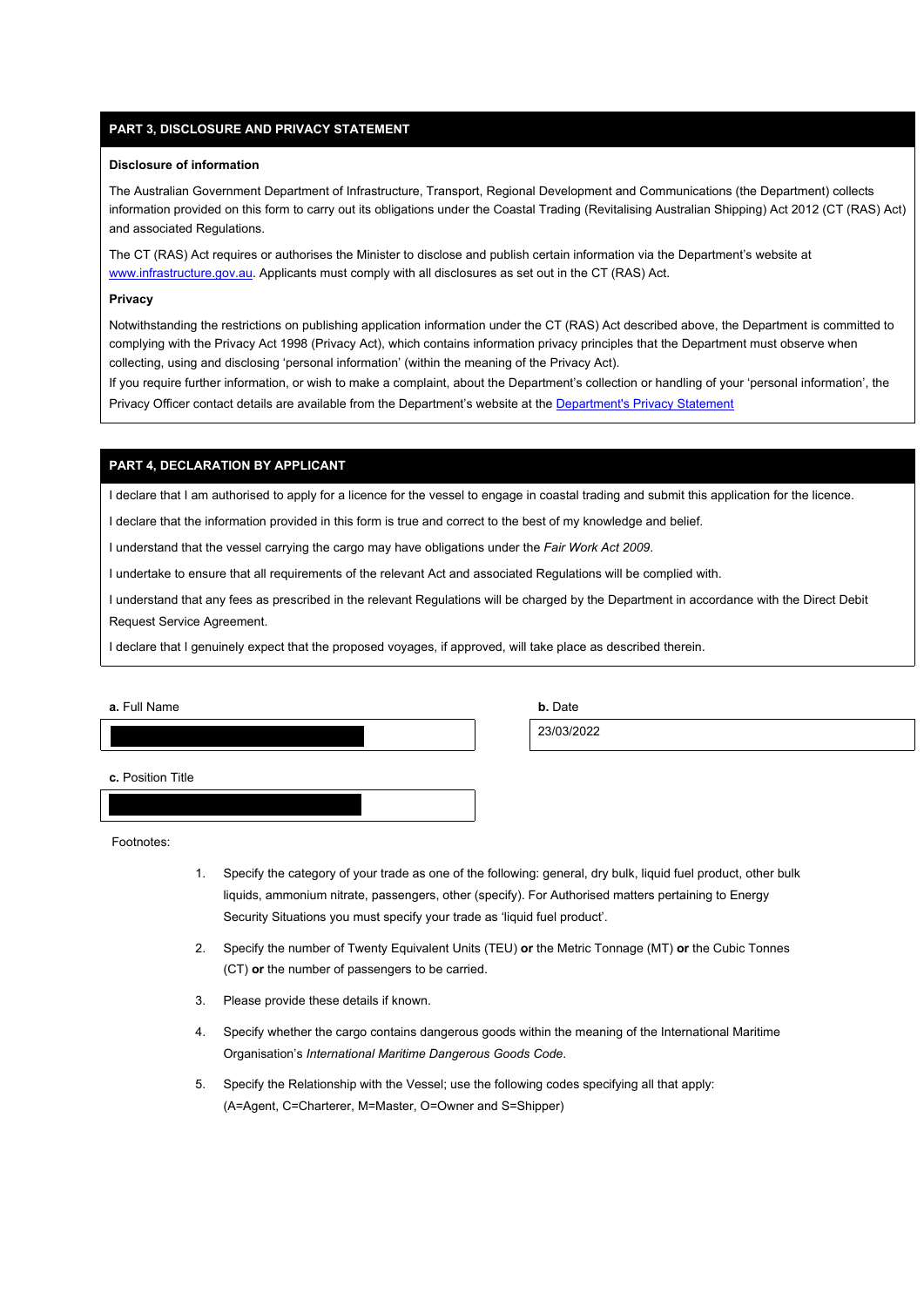## PART 3, DISCLOSURE AND PRIVACY STATEMENT

**Disclosure of information**

The Australian Government Department of Infrastructure, Transport, Regional Development and Communications (the Department) collects information provided on this form to carry out its obligations under the Coastal Trading (Revitalising Australian Shipping) Act 2012 (CT (RAS) Act) and associated Regulations.

The CT (RAS) Act requires or authorises the Minister to disclose and publish certain information via the Department's website at www.infrastructure.gov.au. Applicants must comply with all disclosures as set out in the CT (RAS) Act.

**Privacy**

Notwithstanding the restrictions on publishing application information under the CT (RAS) Act described above, the Department is committed to complying with the Privacy Act 1998 (Privacy Act), which contains information privacy principles that the Department must observe when collecting, using and disclosing 'personal information' (within the meaning of the Privacy Act).

If you require further information, or wish to make a complaint, about the Department's collection or handling of your 'personal information', the Privacy Officer contact details are available from the Department's website at the Department's Privacy Statement

## PART 4, DECLARATION BY APPLICANT

I declare that I am authorised to apply for a licence for the vessel to engage in coastal trading and submit this application for the licence.

I declare that the information provided in this form is true and correct to the best of my knowledge and belief.

I understand that the vessel carrying the cargo may have obligations under the *Fair Work Act 2009*.

I undertake to ensure that all requirements of the relevant Act and associated Regulations will be complied with.

I understand that any fees as prescribed in the relevant Regulations will be charged by the Department in accordance with the Direct Debit Request Service Agreement.

I declare that I genuinely expect that the proposed voyages, if approved, will take place as described therein.

**a.** Full Name

[REDACTED]

**b.** Date

23/03/2022

**c.** Position Title

[REDACTED]

Footnotes:

1. Specify the category of your trade as one of the following: general, dry bulk, liquid fuel product, other bulk liquids, ammonium nitrate, passengers, other (specify). For Authorised matters pertaining to Energy Security Situations you must specify your trade as 'liquid fuel product'.
2. Specify the number of Twenty Equivalent Units (TEU) **or** the Metric Tonnage (MT) **or** the Cubic Tonnes (CT) **or** the number of passengers to be carried.
3. Please provide these details if known.
4. Specify whether the cargo contains dangerous goods within the meaning of the International Maritime Organisation's *International Maritime Dangerous Goods Code*.
5. Specify the Relationship with the Vessel; use the following codes specifying all that apply: (A=Agent, C=Charterer, M=Master, O=Owner and S=Shipper)